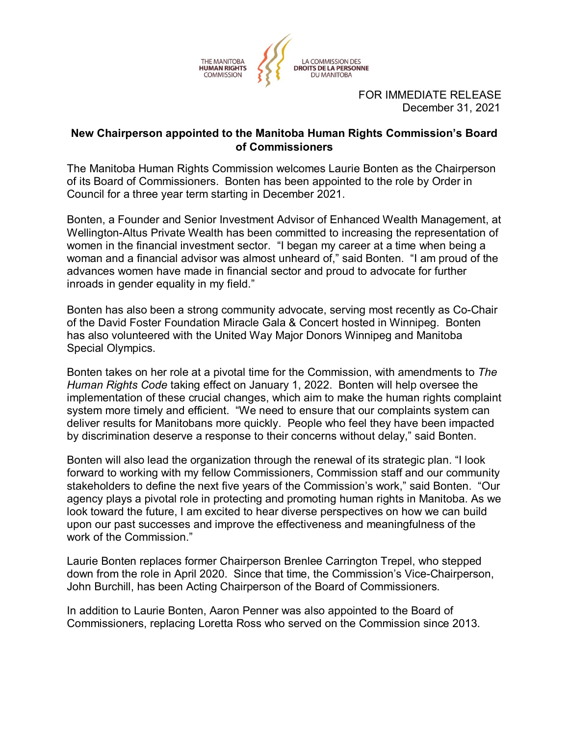THE MANITOBA **HUMAN RIGHTS** COMMISSION

LA COMMISSION DES **DROITS DE LA PERSONNE** DU MANITOBA

FOR IMMEDIATE RELEASE
December 31, 2021

**New Chairperson appointed to the Manitoba Human Rights Commission's Board of Commissioners**

The Manitoba Human Rights Commission welcomes Laurie Bonten as the Chairperson of its Board of Commissioners. Bonten has been appointed to the role by Order in Council for a three year term starting in December 2021.

Bonten, a Founder and Senior Investment Advisor of Enhanced Wealth Management, at Wellington-Altus Private Wealth has been committed to increasing the representation of women in the financial investment sector. "I began my career at a time when being a woman and a financial advisor was almost unheard of," said Bonten. "I am proud of the advances women have made in financial sector and proud to advocate for further inroads in gender equality in my field."

Bonten has also been a strong community advocate, serving most recently as Co-Chair of the David Foster Foundation Miracle Gala & Concert hosted in Winnipeg. Bonten has also volunteered with the United Way Major Donors Winnipeg and Manitoba Special Olympics.

Bonten takes on her role at a pivotal time for the Commission, with amendments to *The Human Rights Code* taking effect on January 1, 2022. Bonten will help oversee the implementation of these crucial changes, which aim to make the human rights complaint system more timely and efficient. "We need to ensure that our complaints system can deliver results for Manitobans more quickly. People who feel they have been impacted by discrimination deserve a response to their concerns without delay," said Bonten.

Bonten will also lead the organization through the renewal of its strategic plan. "I look forward to working with my fellow Commissioners, Commission staff and our community stakeholders to define the next five years of the Commission's work," said Bonten. "Our agency plays a pivotal role in protecting and promoting human rights in Manitoba. As we look toward the future, I am excited to hear diverse perspectives on how we can build upon our past successes and improve the effectiveness and meaningfulness of the work of the Commission."

Laurie Bonten replaces former Chairperson Brenlee Carrington Trepel, who stepped down from the role in April 2020. Since that time, the Commission's Vice-Chairperson, John Burchill, has been Acting Chairperson of the Board of Commissioners.

In addition to Laurie Bonten, Aaron Penner was also appointed to the Board of Commissioners, replacing Loretta Ross who served on the Commission since 2013.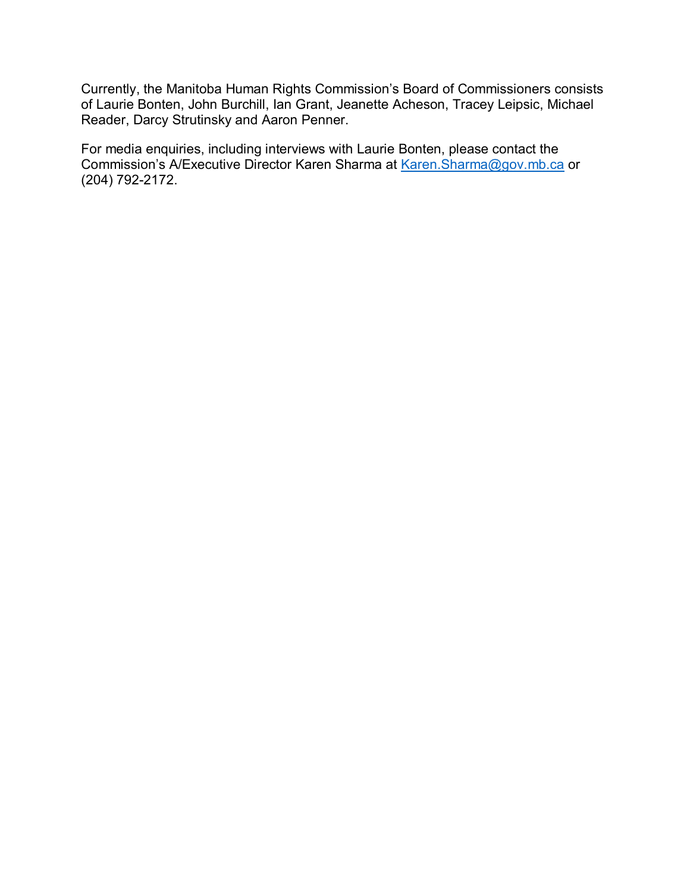Currently, the Manitoba Human Rights Commission's Board of Commissioners consists of Laurie Bonten, John Burchill, Ian Grant, Jeanette Acheson, Tracey Leipsic, Michael Reader, Darcy Strutinsky and Aaron Penner.

For media enquiries, including interviews with Laurie Bonten, please contact the Commission's A/Executive Director Karen Sharma at [Karen.Sharma@gov.mb.ca](mailto:Karen.Sharma@gov.mb.ca) or (204) 792-2172.